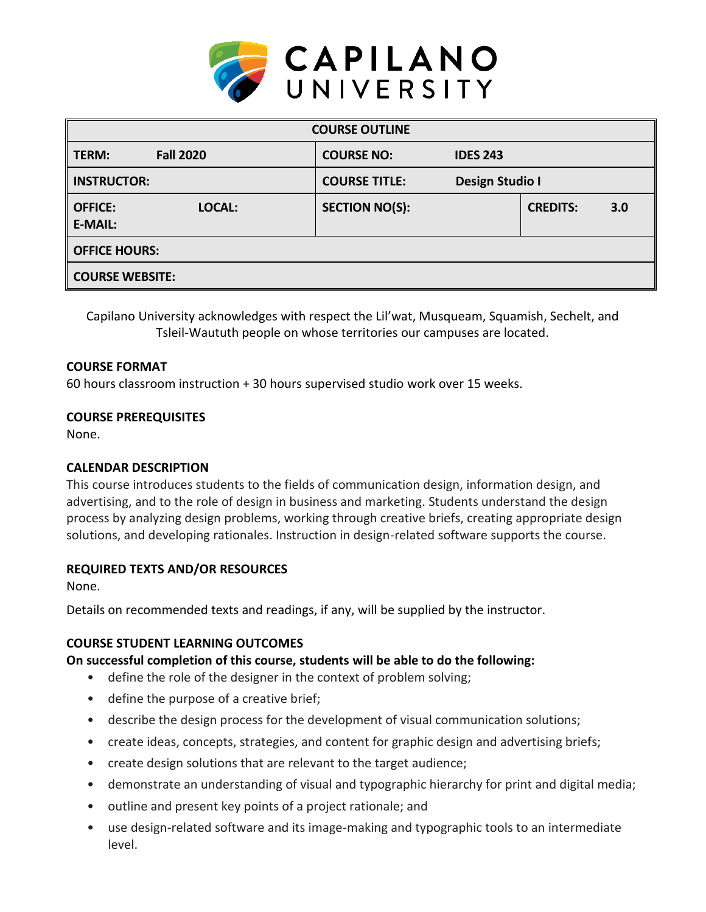CAPILANO UNIVERSITY

| COURSE OUTLINE | | | |
|---|---|---|---|
| **TERM:** **Fall 2020** | **COURSE NO:** **IDES 243** | | |
| **INSTRUCTOR:** | **COURSE TITLE:** **Design Studio I** | | |
| **OFFICE:** **LOCAL:** **E-MAIL:** | **SECTION NO(S):** | **CREDITS:** **3.0** | |
| **OFFICE HOURS:** | | | |
| **COURSE WEBSITE:** | | | |

Capilano University acknowledges with respect the Lil'wat, Musqueam, Squamish, Sechelt, and Tsleil-Waututh people on whose territories our campuses are located.

### COURSE FORMAT

60 hours classroom instruction + 30 hours supervised studio work over 15 weeks.

### COURSE PREREQUISITES

None.

### CALENDAR DESCRIPTION

This course introduces students to the fields of communication design, information design, and advertising, and to the role of design in business and marketing. Students understand the design process by analyzing design problems, working through creative briefs, creating appropriate design solutions, and developing rationales. Instruction in design-related software supports the course.

### REQUIRED TEXTS AND/OR RESOURCES

None.

Details on recommended texts and readings, if any, will be supplied by the instructor.

### COURSE STUDENT LEARNING OUTCOMES

**On successful completion of this course, students will be able to do the following:**

- define the role of the designer in the context of problem solving;
- define the purpose of a creative brief;
- describe the design process for the development of visual communication solutions;
- create ideas, concepts, strategies, and content for graphic design and advertising briefs;
- create design solutions that are relevant to the target audience;
- demonstrate an understanding of visual and typographic hierarchy for print and digital media;
- outline and present key points of a project rationale; and
- use design-related software and its image-making and typographic tools to an intermediate level.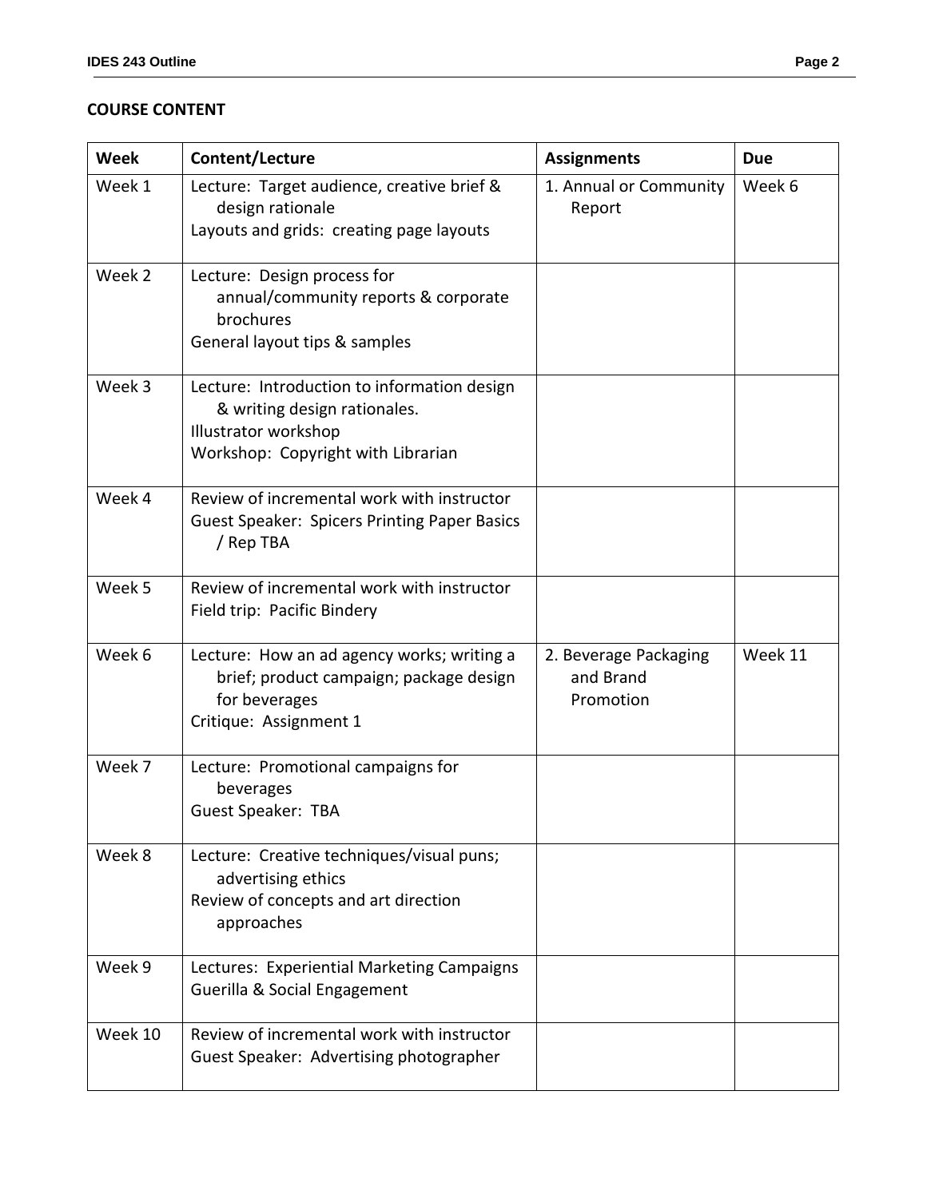## COURSE CONTENT

| Week | Content/Lecture | Assignments | Due |
|---|---|---|---|
| Week 1 | Lecture: Target audience, creative brief & design rationale<br>Layouts and grids: creating page layouts | 1. Annual or Community Report | Week 6 |
| Week 2 | Lecture: Design process for annual/community reports & corporate brochures<br>General layout tips & samples | | |
| Week 3 | Lecture: Introduction to information design & writing design rationales.<br>Illustrator workshop<br>Workshop: Copyright with Librarian | | |
| Week 4 | Review of incremental work with instructor<br>Guest Speaker: Spicers Printing Paper Basics / Rep TBA | | |
| Week 5 | Review of incremental work with instructor<br>Field trip: Pacific Bindery | | |
| Week 6 | Lecture: How an ad agency works; writing a brief; product campaign; package design for beverages<br>Critique: Assignment 1 | 2. Beverage Packaging and Brand Promotion | Week 11 |
| Week 7 | Lecture: Promotional campaigns for beverages<br>Guest Speaker: TBA | | |
| Week 8 | Lecture: Creative techniques/visual puns; advertising ethics<br>Review of concepts and art direction approaches | | |
| Week 9 | Lectures: Experiential Marketing Campaigns<br>Guerilla & Social Engagement | | |
| Week 10 | Review of incremental work with instructor<br>Guest Speaker: Advertising photographer | | |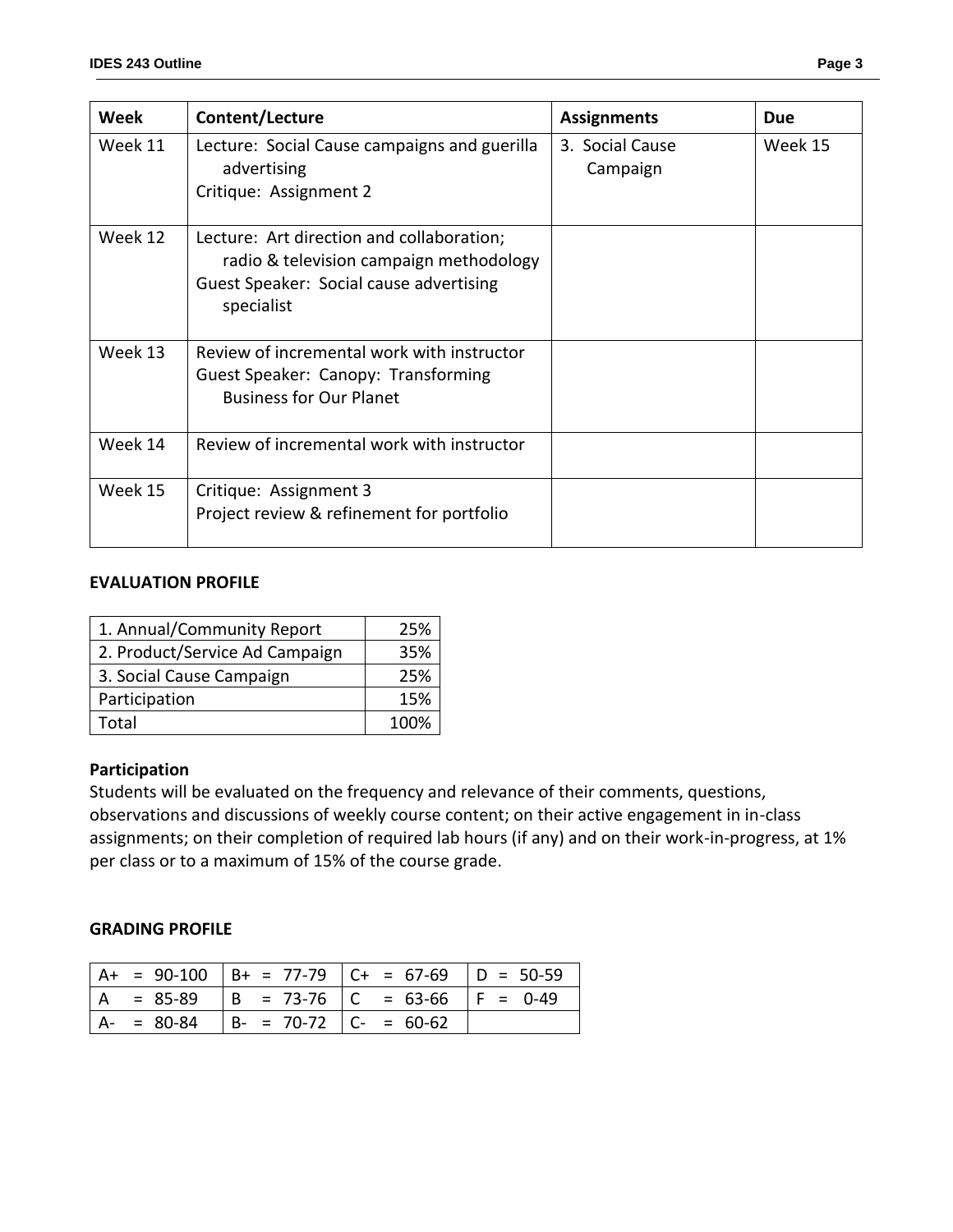| Week | Content/Lecture | Assignments | Due |
|---|---|---|---|
| Week 11 | Lecture: Social Cause campaigns and guerilla advertising<br>Critique: Assignment 2 | 3. Social Cause Campaign | Week 15 |
| Week 12 | Lecture: Art direction and collaboration; radio & television campaign methodology<br>Guest Speaker: Social cause advertising specialist | | |
| Week 13 | Review of incremental work with instructor<br>Guest Speaker: Canopy: Transforming Business for Our Planet | | |
| Week 14 | Review of incremental work with instructor | | |
| Week 15 | Critique: Assignment 3<br>Project review & refinement for portfolio | | |

### EVALUATION PROFILE

| | |
|---|---:|
| 1. Annual/Community Report | 25% |
| 2. Product/Service Ad Campaign | 35% |
| 3. Social Cause Campaign | 25% |
| Participation | 15% |
| Total | 100% |

### Participation

Students will be evaluated on the frequency and relevance of their comments, questions, observations and discussions of weekly course content; on their active engagement in in-class assignments; on their completion of required lab hours (if any) and on their work-in-progress, at 1% per class or to a maximum of 15% of the course grade.

### GRADING PROFILE

| | | | |
|---|---|---|---|
| A+ = 90-100 | B+ = 77-79 | C+ = 67-69 | D = 50-59 |
| A = 85-89 | B = 73-76 | C = 63-66 | F = 0-49 |
| A- = 80-84 | B- = 70-72 | C- = 60-62 | |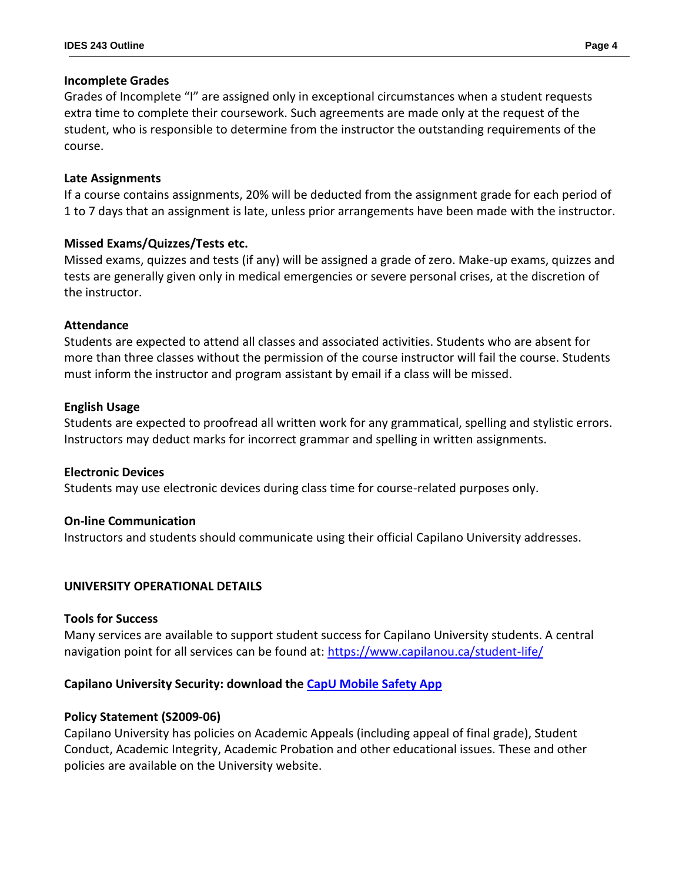**Incomplete Grades**

Grades of Incomplete "I" are assigned only in exceptional circumstances when a student requests extra time to complete their coursework. Such agreements are made only at the request of the student, who is responsible to determine from the instructor the outstanding requirements of the course.

**Late Assignments**

If a course contains assignments, 20% will be deducted from the assignment grade for each period of 1 to 7 days that an assignment is late, unless prior arrangements have been made with the instructor.

**Missed Exams/Quizzes/Tests etc.**

Missed exams, quizzes and tests (if any) will be assigned a grade of zero. Make-up exams, quizzes and tests are generally given only in medical emergencies or severe personal crises, at the discretion of the instructor.

**Attendance**

Students are expected to attend all classes and associated activities. Students who are absent for more than three classes without the permission of the course instructor will fail the course. Students must inform the instructor and program assistant by email if a class will be missed.

**English Usage**

Students are expected to proofread all written work for any grammatical, spelling and stylistic errors. Instructors may deduct marks for incorrect grammar and spelling in written assignments.

**Electronic Devices**

Students may use electronic devices during class time for course-related purposes only.

**On-line Communication**

Instructors and students should communicate using their official Capilano University addresses.

## UNIVERSITY OPERATIONAL DETAILS

**Tools for Success**

Many services are available to support student success for Capilano University students. A central navigation point for all services can be found at: [https://www.capilanou.ca/student-life/](https://www.capilanou.ca/student-life/)

**Capilano University Security: download the [CapU Mobile Safety App]()**

**Policy Statement (S2009-06)**

Capilano University has policies on Academic Appeals (including appeal of final grade), Student Conduct, Academic Integrity, Academic Probation and other educational issues. These and other policies are available on the University website.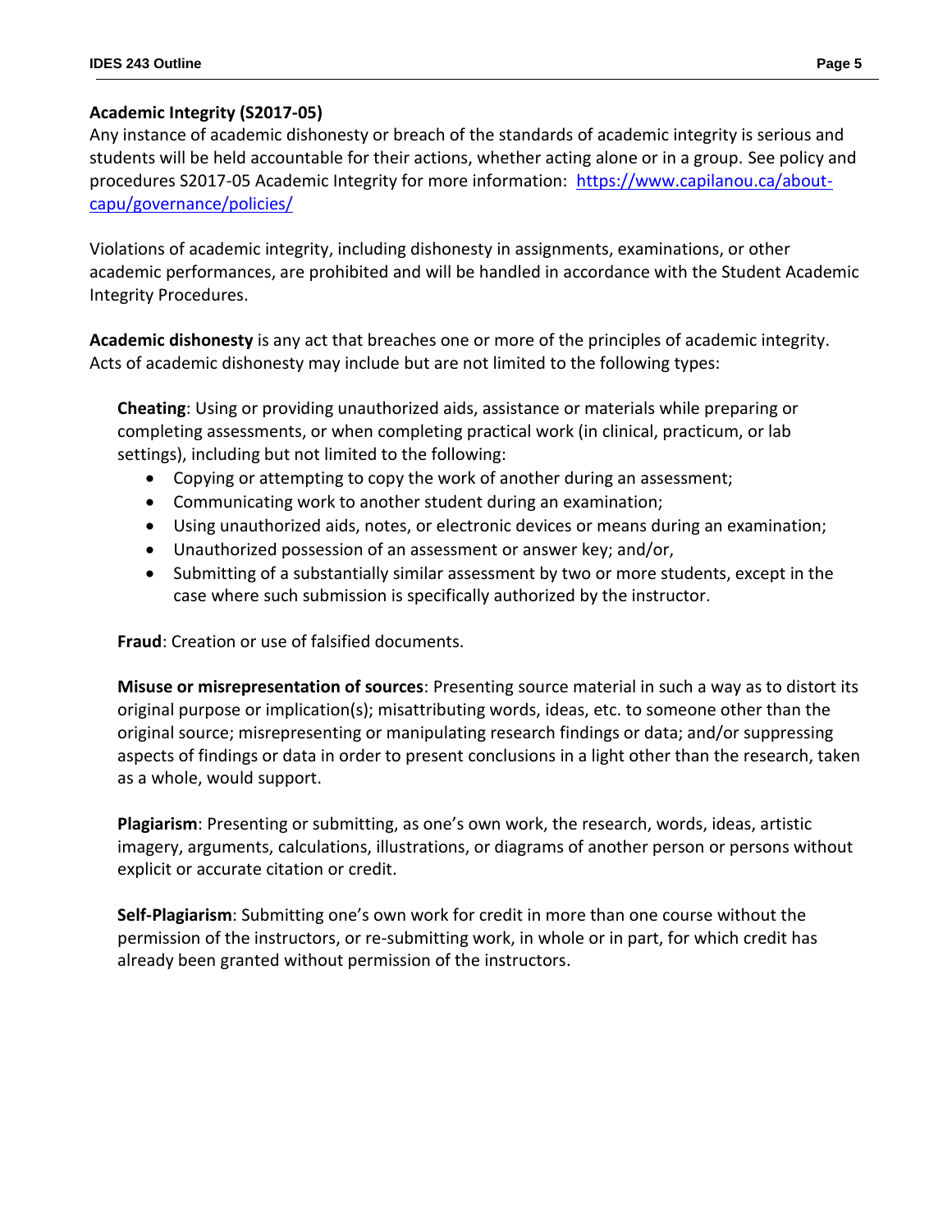## Academic Integrity (S2017-05)

Any instance of academic dishonesty or breach of the standards of academic integrity is serious and students will be held accountable for their actions, whether acting alone or in a group. See policy and procedures S2017-05 Academic Integrity for more information: [https://www.capilanou.ca/about-capu/governance/policies/](https://www.capilanou.ca/about-capu/governance/policies/)

Violations of academic integrity, including dishonesty in assignments, examinations, or other academic performances, are prohibited and will be handled in accordance with the Student Academic Integrity Procedures.

**Academic dishonesty** is any act that breaches one or more of the principles of academic integrity. Acts of academic dishonesty may include but are not limited to the following types:

**Cheating**: Using or providing unauthorized aids, assistance or materials while preparing or completing assessments, or when completing practical work (in clinical, practicum, or lab settings), including but not limited to the following:

- Copying or attempting to copy the work of another during an assessment;
- Communicating work to another student during an examination;
- Using unauthorized aids, notes, or electronic devices or means during an examination;
- Unauthorized possession of an assessment or answer key; and/or,
- Submitting of a substantially similar assessment by two or more students, except in the case where such submission is specifically authorized by the instructor.

**Fraud**: Creation or use of falsified documents.

**Misuse or misrepresentation of sources**: Presenting source material in such a way as to distort its original purpose or implication(s); misattributing words, ideas, etc. to someone other than the original source; misrepresenting or manipulating research findings or data; and/or suppressing aspects of findings or data in order to present conclusions in a light other than the research, taken as a whole, would support.

**Plagiarism**: Presenting or submitting, as one's own work, the research, words, ideas, artistic imagery, arguments, calculations, illustrations, or diagrams of another person or persons without explicit or accurate citation or credit.

**Self-Plagiarism**: Submitting one's own work for credit in more than one course without the permission of the instructors, or re-submitting work, in whole or in part, for which credit has already been granted without permission of the instructors.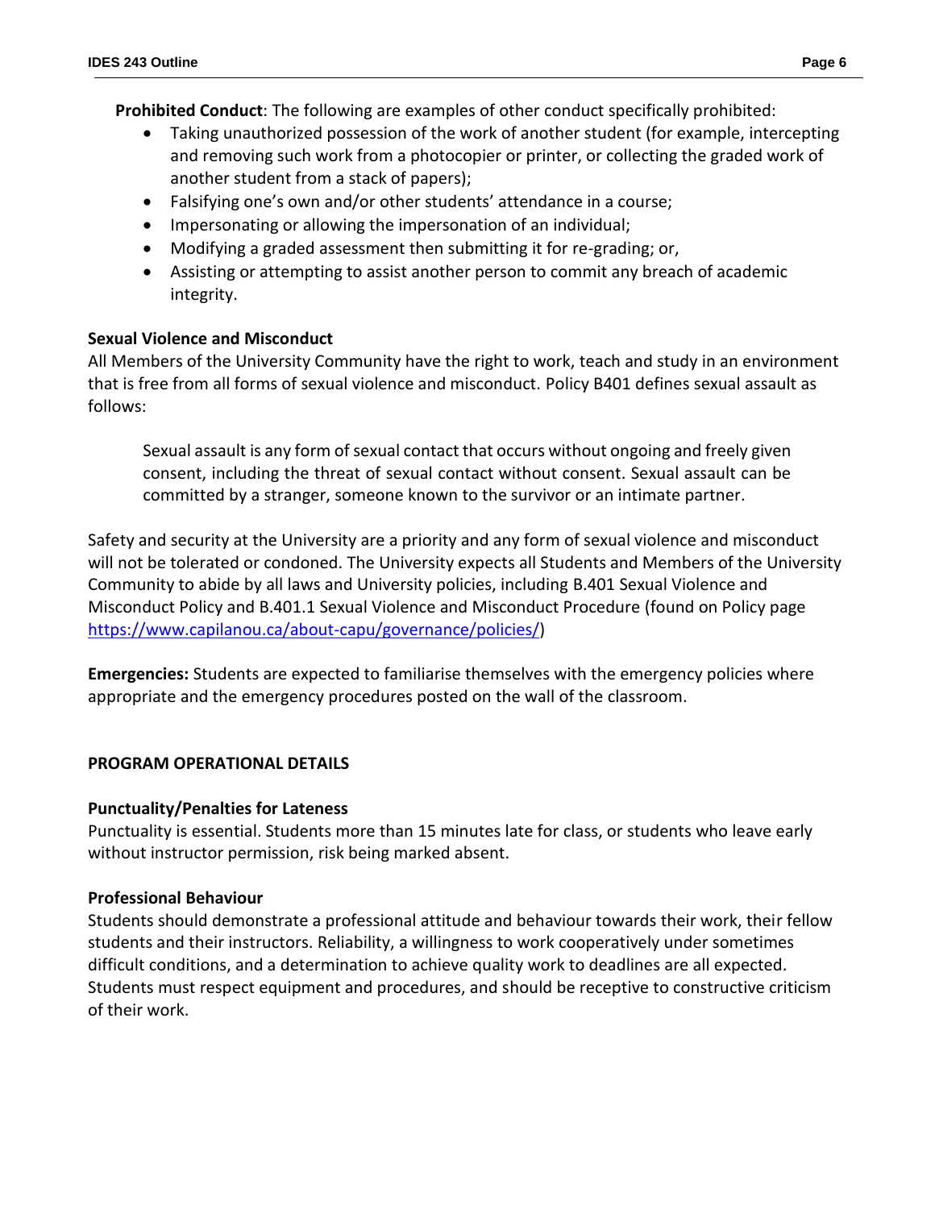**Prohibited Conduct**: The following are examples of other conduct specifically prohibited:

- Taking unauthorized possession of the work of another student (for example, intercepting and removing such work from a photocopier or printer, or collecting the graded work of another student from a stack of papers);
- Falsifying one's own and/or other students' attendance in a course;
- Impersonating or allowing the impersonation of an individual;
- Modifying a graded assessment then submitting it for re-grading; or,
- Assisting or attempting to assist another person to commit any breach of academic integrity.

**Sexual Violence and Misconduct**

All Members of the University Community have the right to work, teach and study in an environment that is free from all forms of sexual violence and misconduct. Policy B401 defines sexual assault as follows:

> Sexual assault is any form of sexual contact that occurs without ongoing and freely given consent, including the threat of sexual contact without consent. Sexual assault can be committed by a stranger, someone known to the survivor or an intimate partner.

Safety and security at the University are a priority and any form of sexual violence and misconduct will not be tolerated or condoned. The University expects all Students and Members of the University Community to abide by all laws and University policies, including B.401 Sexual Violence and Misconduct Policy and B.401.1 Sexual Violence and Misconduct Procedure (found on Policy page https://www.capilanou.ca/about-capu/governance/policies/)

**Emergencies:** Students are expected to familiarise themselves with the emergency policies where appropriate and the emergency procedures posted on the wall of the classroom.

## PROGRAM OPERATIONAL DETAILS

**Punctuality/Penalties for Lateness**

Punctuality is essential. Students more than 15 minutes late for class, or students who leave early without instructor permission, risk being marked absent.

**Professional Behaviour**

Students should demonstrate a professional attitude and behaviour towards their work, their fellow students and their instructors. Reliability, a willingness to work cooperatively under sometimes difficult conditions, and a determination to achieve quality work to deadlines are all expected. Students must respect equipment and procedures, and should be receptive to constructive criticism of their work.